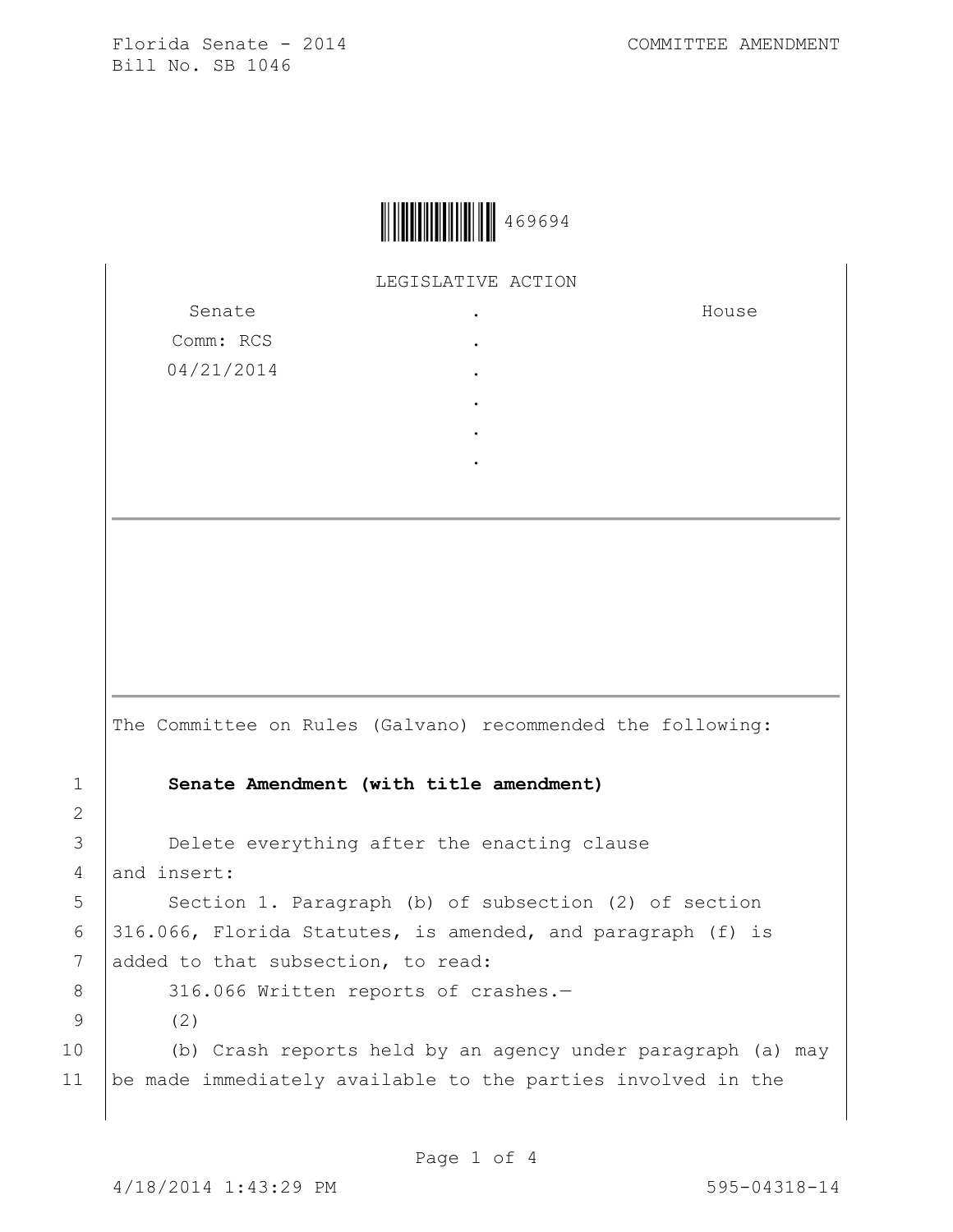Florida Senate - 2014
Bill No. SB 1046

COMMITTEE AMENDMENT

469694

LEGISLATIVE ACTION

| Senate | . | House |
|---|---|---|
| Comm: RCS | . | |
| 04/21/2014 | . | |
| | . | |
| | . | |
| | . | |

The Committee on Rules (Galvano) recommended the following:

1 **Senate Amendment (with title amendment)**

2

3 Delete everything after the enacting clause
4 and insert:
5 Section 1. Paragraph (b) of subsection (2) of section
6 316.066, Florida Statutes, is amended, and paragraph (f) is
7 added to that subsection, to read:
8 316.066 Written reports of crashes.—
9 (2)
10 (b) Crash reports held by an agency under paragraph (a) may
11 be made immediately available to the parties involved in the

4/18/2014 1:43:29 PM 595-04318-14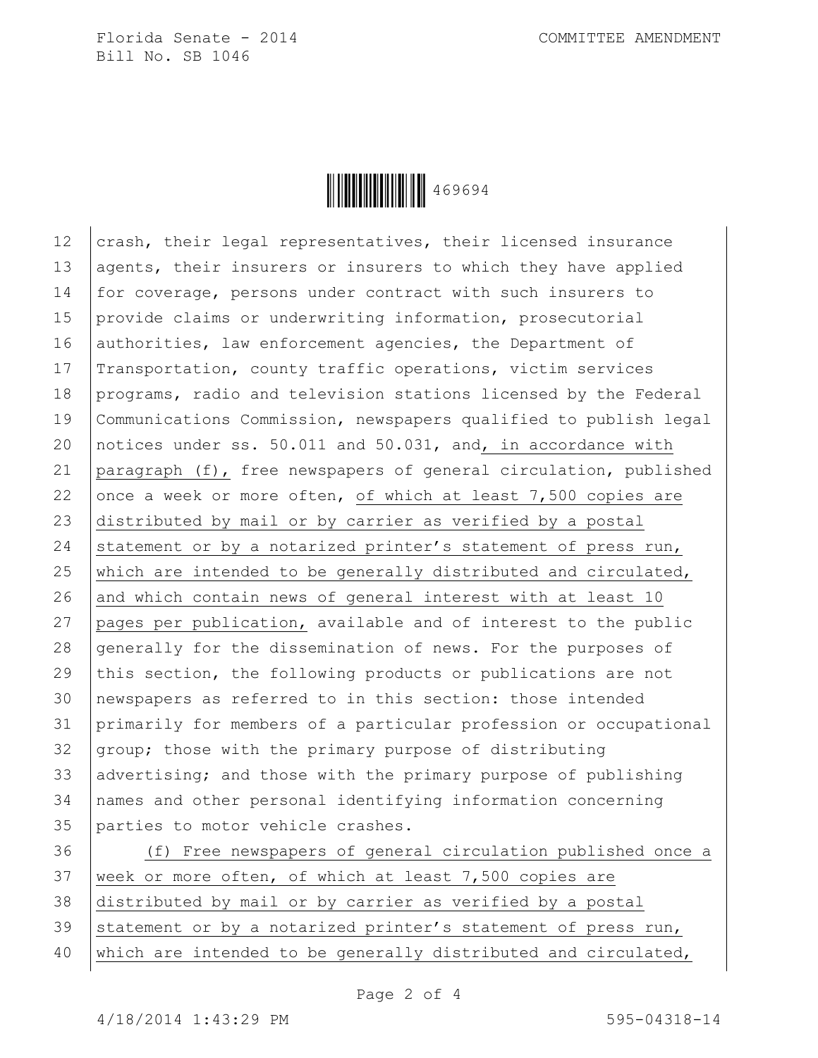crash, their legal representatives, their licensed insurance agents, their insurers or insurers to which they have applied for coverage, persons under contract with such insurers to provide claims or underwriting information, prosecutorial authorities, law enforcement agencies, the Department of Transportation, county traffic operations, victim services programs, radio and television stations licensed by the Federal Communications Commission, newspapers qualified to publish legal notices under ss. 50.011 and 50.031, and, in accordance with paragraph (f), free newspapers of general circulation, published once a week or more often, of which at least 7,500 copies are distributed by mail or by carrier as verified by a postal statement or by a notarized printer's statement of press run, which are intended to be generally distributed and circulated, and which contain news of general interest with at least 10 pages per publication, available and of interest to the public generally for the dissemination of news. For the purposes of this section, the following products or publications are not newspapers as referred to in this section: those intended primarily for members of a particular profession or occupational group; those with the primary purpose of distributing advertising; and those with the primary purpose of publishing names and other personal identifying information concerning parties to motor vehicle crashes.

(f) Free newspapers of general circulation published once a week or more often, of which at least 7,500 copies are distributed by mail or by carrier as verified by a postal statement or by a notarized printer's statement of press run, which are intended to be generally distributed and circulated,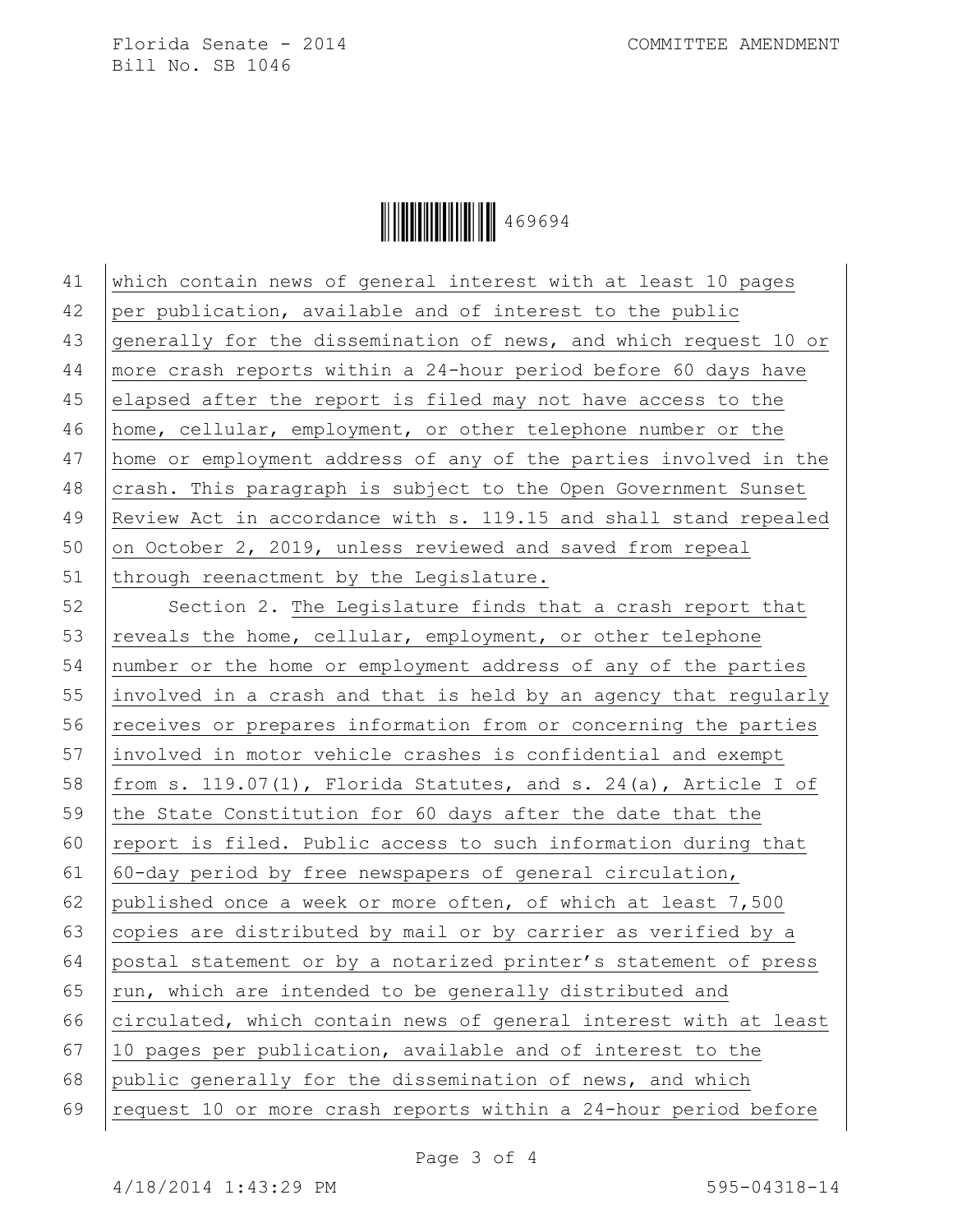which contain news of general interest with at least 10 pages per publication, available and of interest to the public generally for the dissemination of news, and which request 10 or more crash reports within a 24-hour period before 60 days have elapsed after the report is filed may not have access to the home, cellular, employment, or other telephone number or the home or employment address of any of the parties involved in the crash. This paragraph is subject to the Open Government Sunset Review Act in accordance with s. 119.15 and shall stand repealed on October 2, 2019, unless reviewed and saved from repeal through reenactment by the Legislature.

Section 2. The Legislature finds that a crash report that reveals the home, cellular, employment, or other telephone number or the home or employment address of any of the parties involved in a crash and that is held by an agency that regularly receives or prepares information from or concerning the parties involved in motor vehicle crashes is confidential and exempt from s. 119.07(1), Florida Statutes, and s. 24(a), Article I of the State Constitution for 60 days after the date that the report is filed. Public access to such information during that 60-day period by free newspapers of general circulation, published once a week or more often, of which at least 7,500 copies are distributed by mail or by carrier as verified by a postal statement or by a notarized printer's statement of press run, which are intended to be generally distributed and circulated, which contain news of general interest with at least 10 pages per publication, available and of interest to the public generally for the dissemination of news, and which request 10 or more crash reports within a 24-hour period before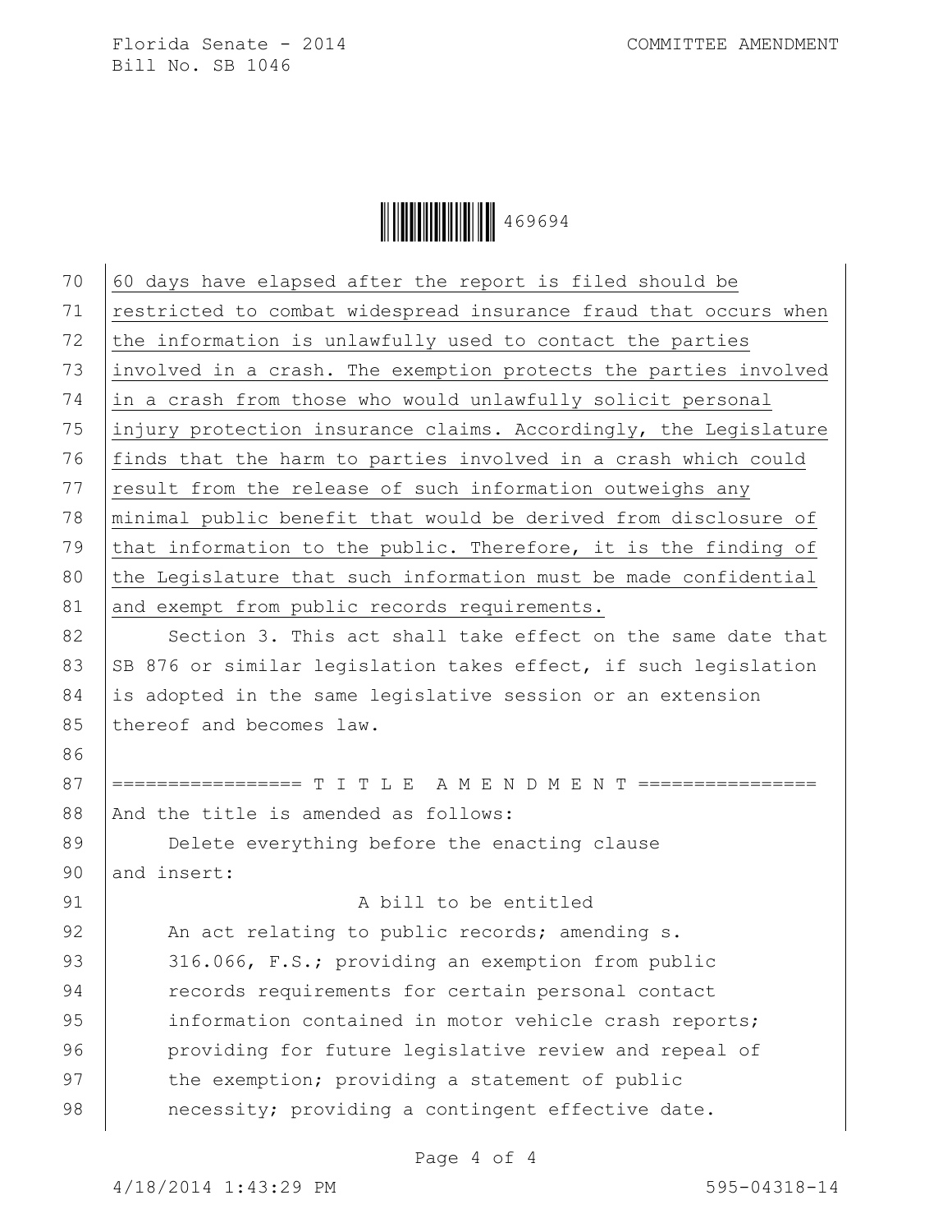60 days have elapsed after the report is filed should be restricted to combat widespread insurance fraud that occurs when the information is unlawfully used to contact the parties involved in a crash. The exemption protects the parties involved in a crash from those who would unlawfully solicit personal injury protection insurance claims. Accordingly, the Legislature finds that the harm to parties involved in a crash which could result from the release of such information outweighs any minimal public benefit that would be derived from disclosure of that information to the public. Therefore, it is the finding of the Legislature that such information must be made confidential and exempt from public records requirements.

Section 3. This act shall take effect on the same date that SB 876 or similar legislation takes effect, if such legislation is adopted in the same legislative session or an extension thereof and becomes law.

================= T I T L E  A M E N D M E N T ================

And the title is amended as follows:

Delete everything before the enacting clause and insert:

A bill to be entitled

An act relating to public records; amending s. 316.066, F.S.; providing an exemption from public records requirements for certain personal contact information contained in motor vehicle crash reports; providing for future legislative review and repeal of the exemption; providing a statement of public necessity; providing a contingent effective date.